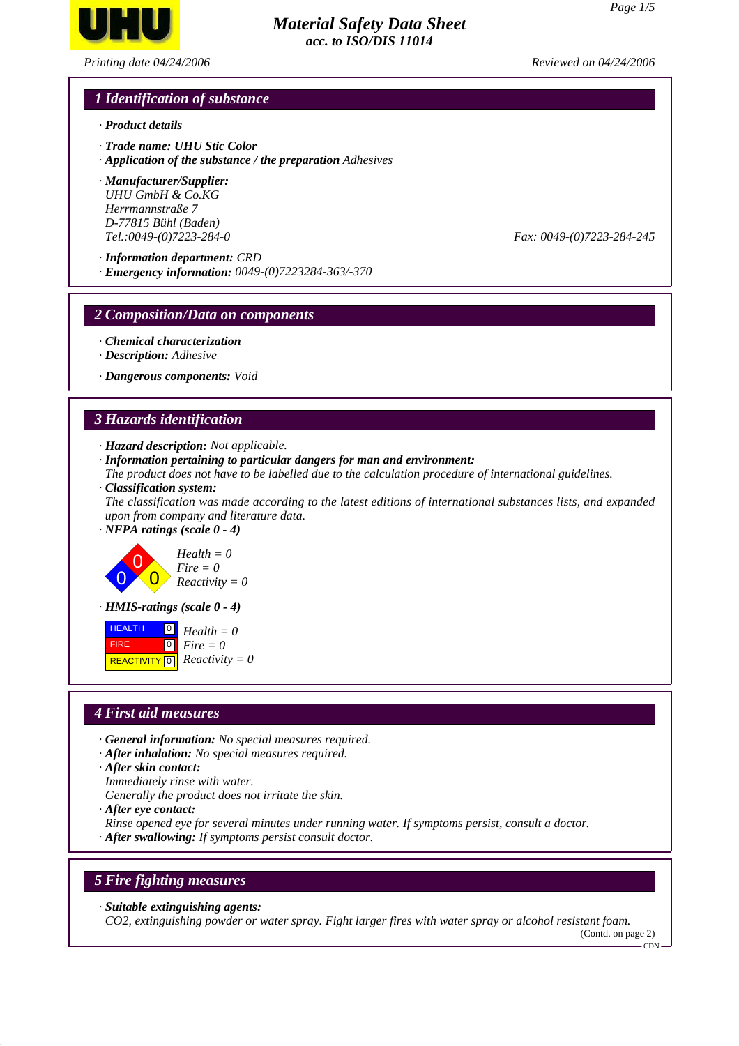# Material Safety Data Sheet
**acc. to ISO/DIS 11014**

*Printing date 04/24/2006* *Reviewed on 04/24/2006*

## 1 Identification of substance

· **Product details**

· **Trade name: UHU Stic Color**
· **Application of the substance / the preparation** Adhesives

· **Manufacturer/Supplier:**
UHU GmbH & Co.KG
Herrmannstraße 7
D-77815 Bühl (Baden)
Tel.:0049-(0)7223-284-0 Fax: 0049-(0)7223-284-245

· **Information department:** CRD
· **Emergency information:** 0049-(0)7223284-363/-370

## 2 Composition/Data on components

· **Chemical characterization**
· **Description:** Adhesive

· **Dangerous components:** Void

## 3 Hazards identification

· **Hazard description:** Not applicable.
· **Information pertaining to particular dangers for man and environment:**
The product does not have to be labelled due to the calculation procedure of international guidelines.
· **Classification system:**
The classification was made according to the latest editions of international substances lists, and expanded upon from company and literature data.
· **NFPA ratings (scale 0 - 4)**

Health = 0
Fire = 0
Reactivity = 0

· **HMIS-ratings (scale 0 - 4)**

| | | |
|---|---|---|
| HEALTH | 0 | Health = 0 |
| FIRE | 0 | Fire = 0 |
| REACTIVITY | 0 | Reactivity = 0 |

## 4 First aid measures

· **General information:** No special measures required.
· **After inhalation:** No special measures required.
· **After skin contact:**
Immediately rinse with water.
Generally the product does not irritate the skin.
· **After eye contact:**
Rinse opened eye for several minutes under running water. If symptoms persist, consult a doctor.
· **After swallowing:** If symptoms persist consult doctor.

## 5 Fire fighting measures

· **Suitable extinguishing agents:**
$CO_2$, extinguishing powder or water spray. Fight larger fires with water spray or alcohol resistant foam.

(Contd. on page 2)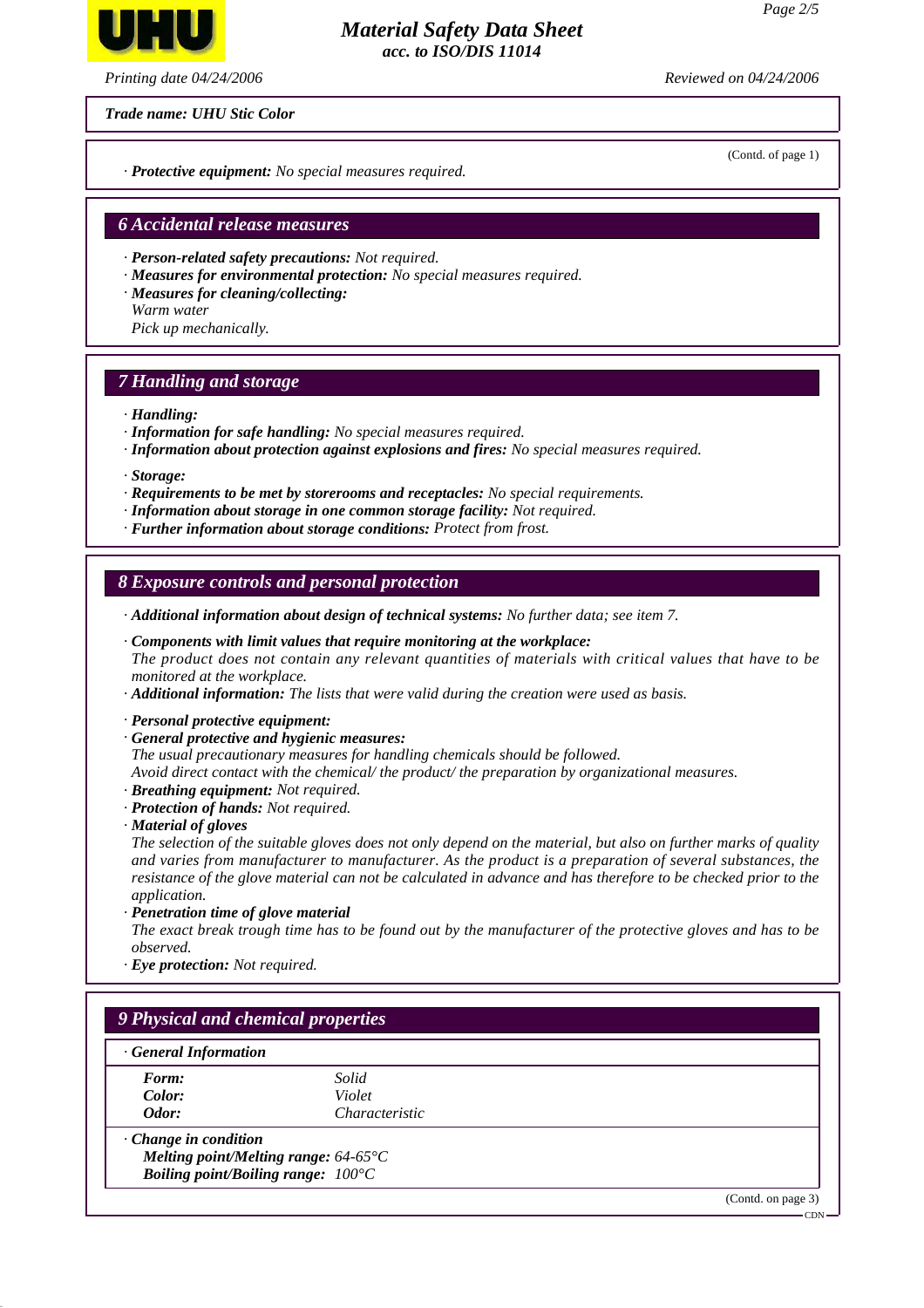*Trade name: UHU Stic Color*

(Contd. of page 1)

· **Protective equipment:** No special measures required.

## 6 Accidental release measures

· **Person-related safety precautions:** Not required.
· **Measures for environmental protection:** No special measures required.
· **Measures for cleaning/collecting:**
Warm water
Pick up mechanically.

## 7 Handling and storage

· **Handling:**
· **Information for safe handling:** No special measures required.
· **Information about protection against explosions and fires:** No special measures required.

· **Storage:**
· **Requirements to be met by storerooms and receptacles:** No special requirements.
· **Information about storage in one common storage facility:** Not required.
· **Further information about storage conditions:** Protect from frost.

## 8 Exposure controls and personal protection

· **Additional information about design of technical systems:** No further data; see item 7.

· **Components with limit values that require monitoring at the workplace:**
The product does not contain any relevant quantities of materials with critical values that have to be monitored at the workplace.
· **Additional information:** The lists that were valid during the creation were used as basis.

· **Personal protective equipment:**
· **General protective and hygienic measures:**
The usual precautionary measures for handling chemicals should be followed.
Avoid direct contact with the chemical/ the product/ the preparation by organizational measures.
· **Breathing equipment:** Not required.
· **Protection of hands:** Not required.
· **Material of gloves**
The selection of the suitable gloves does not only depend on the material, but also on further marks of quality and varies from manufacturer to manufacturer. As the product is a preparation of several substances, the resistance of the glove material can not be calculated in advance and has therefore to be checked prior to the application.
· **Penetration time of glove material**
The exact break trough time has to be found out by the manufacturer of the protective gloves and has to be observed.
· **Eye protection:** Not required.

## 9 Physical and chemical properties

· **General Information**

| | |
|---|---|
| **Form:** | Solid |
| **Color:** | Violet |
| **Odor:** | Characteristic |

· **Change in condition**
**Melting point/Melting range:** 64-65°C
**Boiling point/Boiling range:** 100°C

(Contd. on page 3)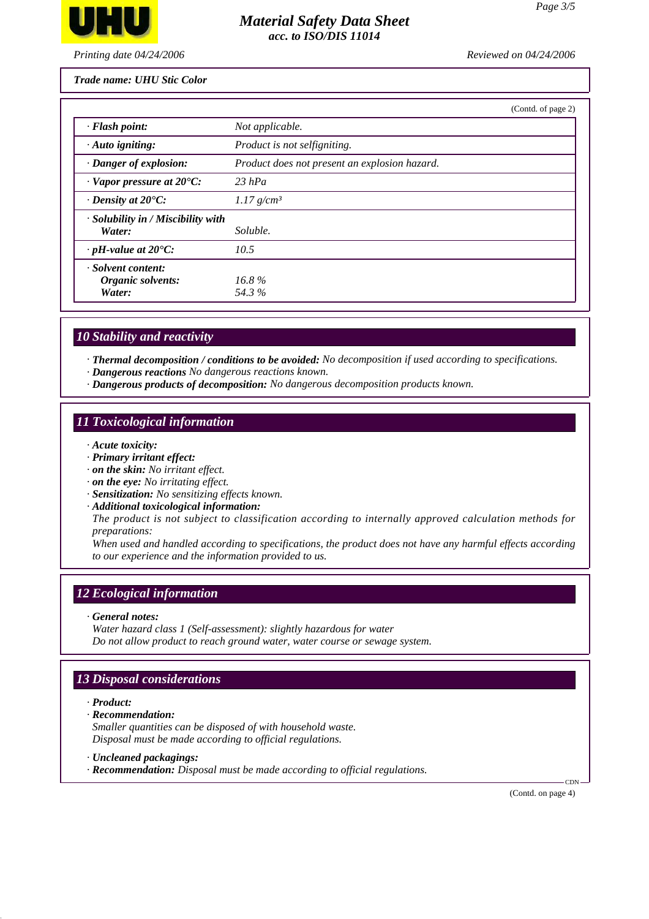**Trade name: UHU Stic Color**

(Contd. of page 2)

| | |
|---|---|
| · **Flash point:** | Not applicable. |
| · **Auto igniting:** | Product is not selfigniting. |
| · **Danger of explosion:** | Product does not present an explosion hazard. |
| · **Vapor pressure at 20°C:** | 23 hPa |
| · **Density at 20°C:** | 1.17 g/cm³ |
| · **Solubility in / Miscibility with Water:** | Soluble. |
| · **pH-value at 20°C:** | 10.5 |
| · **Solvent content:** | |
| **Organic solvents:** | 16.8 % |
| **Water:** | 54.3 % |

## 10 Stability and reactivity

· **Thermal decomposition / conditions to be avoided:** No decomposition if used according to specifications.
· **Dangerous reactions** No dangerous reactions known.
· **Dangerous products of decomposition:** No dangerous decomposition products known.

## 11 Toxicological information

· **Acute toxicity:**
· **Primary irritant effect:**
· **on the skin:** No irritant effect.
· **on the eye:** No irritating effect.
· **Sensitization:** No sensitizing effects known.
· **Additional toxicological information:**
The product is not subject to classification according to internally approved calculation methods for preparations:
When used and handled according to specifications, the product does not have any harmful effects according to our experience and the information provided to us.

## 12 Ecological information

· **General notes:**
Water hazard class 1 (Self-assessment): slightly hazardous for water
Do not allow product to reach ground water, water course or sewage system.

## 13 Disposal considerations

· **Product:**
· **Recommendation:**
Smaller quantities can be disposed of with household waste.
Disposal must be made according to official regulations.

· **Uncleaned packagings:**
· **Recommendation:** Disposal must be made according to official regulations.

(Contd. on page 4)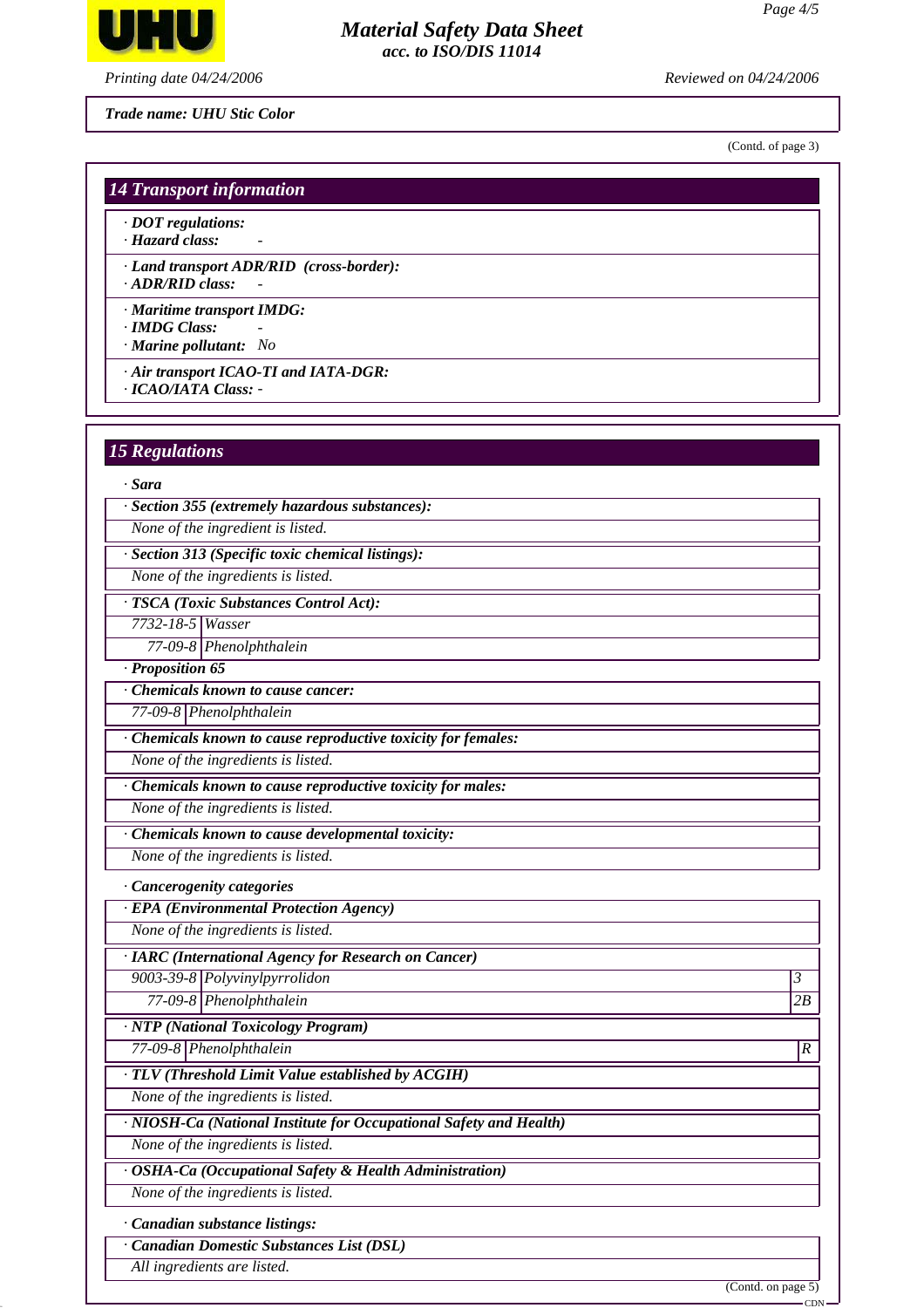Trade name: UHU Stic Color

(Contd. of page 3)

## 14 Transport information

· **DOT regulations:**
· **Hazard class:** -

· **Land transport ADR/RID (cross-border):**
· **ADR/RID class:** -

· **Maritime transport IMDG:**
· **IMDG Class:** -
· **Marine pollutant:** No

· **Air transport ICAO-TI and IATA-DGR:**
· **ICAO/IATA Class:** -

## 15 Regulations

· **Sara**

· **Section 355 (extremely hazardous substances):**
None of the ingredient is listed.

· **Section 313 (Specific toxic chemical listings):**
None of the ingredients is listed.

· **TSCA (Toxic Substances Control Act):**

| | |
|---|---|
| 7732-18-5 | Wasser |
| 77-09-8 | Phenolphthalein |

· **Proposition 65**

· **Chemicals known to cause cancer:**

| | |
|---|---|
| 77-09-8 | Phenolphthalein |

· **Chemicals known to cause reproductive toxicity for females:**
None of the ingredients is listed.

· **Chemicals known to cause reproductive toxicity for males:**
None of the ingredients is listed.

· **Chemicals known to cause developmental toxicity:**
None of the ingredients is listed.

· **Cancerogenity categories**

· **EPA (Environmental Protection Agency)**
None of the ingredients is listed.

· **IARC (International Agency for Research on Cancer)**

| | | |
|---|---|---|
| 9003-39-8 | Polyvinylpyrrolidon | 3 |
| 77-09-8 | Phenolphthalein | 2B |

· **NTP (National Toxicology Program)**

| | | |
|---|---|---|
| 77-09-8 | Phenolphthalein | R |

· **TLV (Threshold Limit Value established by ACGIH)**
None of the ingredients is listed.

· **NIOSH-Ca (National Institute for Occupational Safety and Health)**
None of the ingredients is listed.

· **OSHA-Ca (Occupational Safety & Health Administration)**
None of the ingredients is listed.

· **Canadian substance listings:**

· **Canadian Domestic Substances List (DSL)**
All ingredients are listed.

(Contd. on page 5)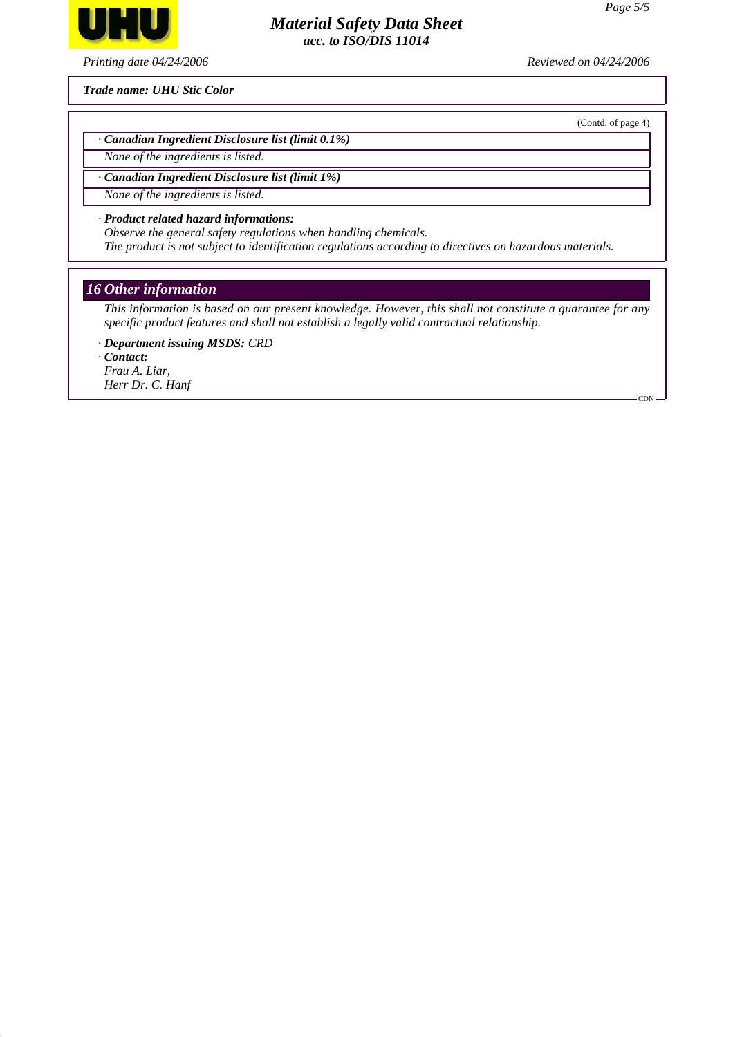*Trade name: UHU Stic Color*

(Contd. of page 4)

· ***Canadian Ingredient Disclosure list (limit 0.1%)***
*None of the ingredients is listed.*

· ***Canadian Ingredient Disclosure list (limit 1%)***
*None of the ingredients is listed.*

· ***Product related hazard informations:***
*Observe the general safety regulations when handling chemicals.*
*The product is not subject to identification regulations according to directives on hazardous materials.*

## 16 Other information

*This information is based on our present knowledge. However, this shall not constitute a guarantee for any specific product features and shall not establish a legally valid contractual relationship.*

· ***Department issuing MSDS:*** *CRD*
· ***Contact:***
*Frau A. Liar,*
*Herr Dr. C. Hanf*

CDN